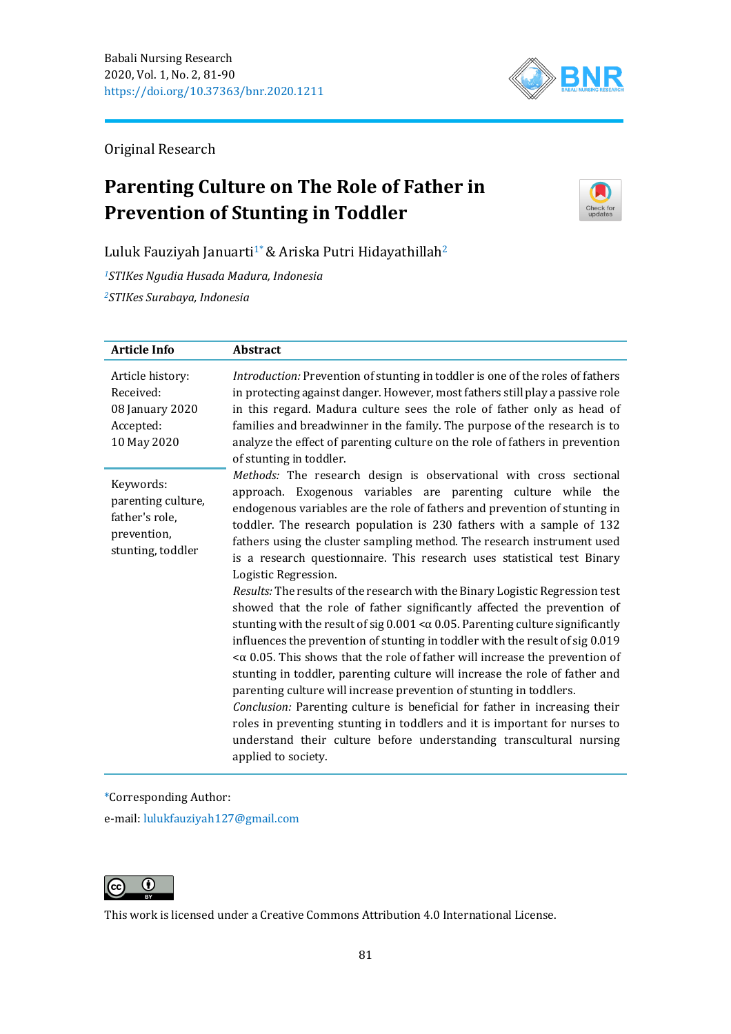Original Research

# Parenting Culture on The Role of Father in Prevention of Stunting in Toddler

Luluk Fauziyah Januarti[1*] & Ariska Putri Hidayathillah[2]

[1]*STIKes Ngudia Husada Madura, Indonesia*

[2]*STIKes Surabaya, Indonesia*

| Article Info | Abstract |
|---|---|
| Article history:<br>Received:<br>08 January 2020<br>Accepted:<br>10 May 2020<br><br>Keywords:<br>parenting culture, father's role, prevention, stunting, toddler | *Introduction:* Prevention of stunting in toddler is one of the roles of fathers in protecting against danger. However, most fathers still play a passive role in this regard. Madura culture sees the role of father only as head of families and breadwinner in the family. The purpose of the research is to analyze the effect of parenting culture on the role of fathers in prevention of stunting in toddler.<br>*Methods:* The research design is observational with cross sectional approach. Exogenous variables are parenting culture while the endogenous variables are the role of fathers and prevention of stunting in toddler. The research population is 230 fathers with a sample of 132 fathers using the cluster sampling method. The research instrument used is a research questionnaire. This research uses statistical test Binary Logistic Regression.<br>*Results:* The results of the research with the Binary Logistic Regression test showed that the role of father significantly affected the prevention of stunting with the result of sig 0.001 <α 0.05. Parenting culture significantly influences the prevention of stunting in toddler with the result of sig 0.019 <α 0.05. This shows that the role of father will increase the prevention of stunting in toddler, parenting culture will increase the role of father and parenting culture will increase prevention of stunting in toddlers.<br>*Conclusion:* Parenting culture is beneficial for father in increasing their roles in preventing stunting in toddlers and it is important for nurses to understand their culture before understanding transcultural nursing applied to society. |

*Corresponding Author:

e-mail: lulukfauziyah127@gmail.com

This work is licensed under a Creative Commons Attribution 4.0 International License.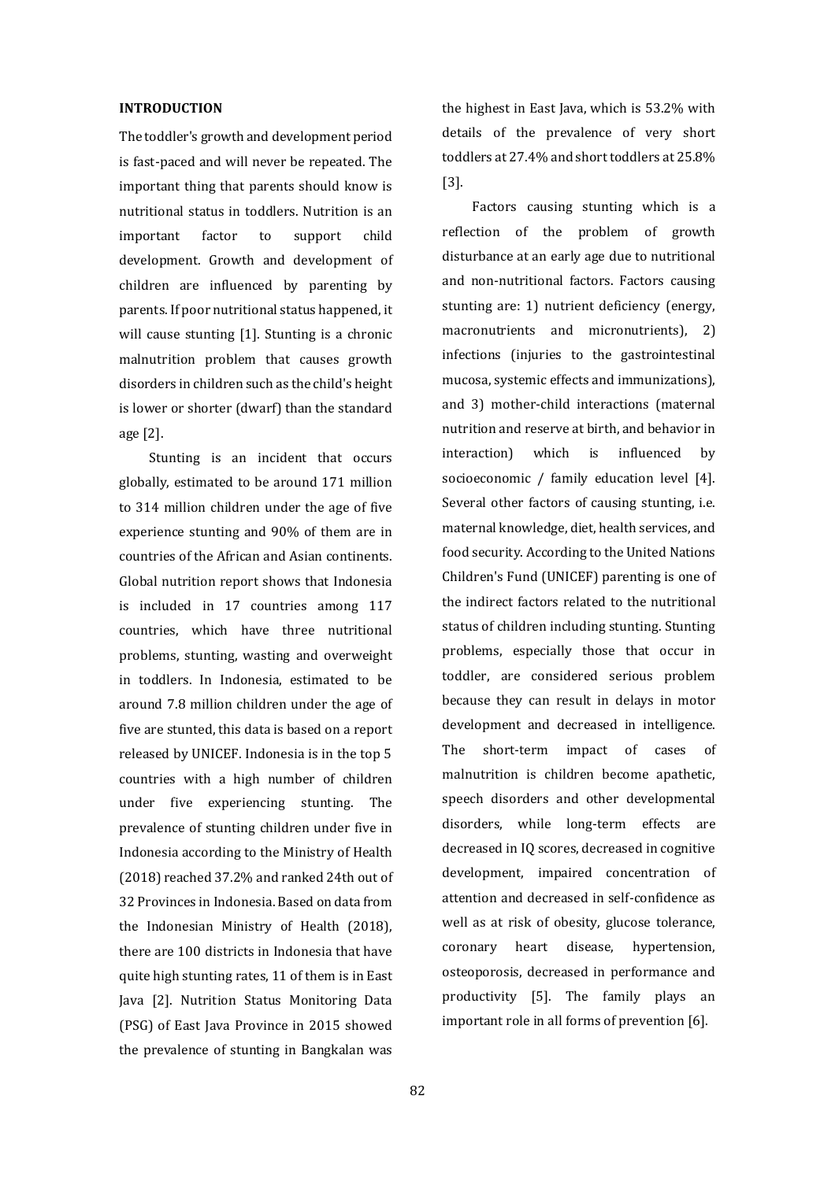## INTRODUCTION

The toddler's growth and development period is fast-paced and will never be repeated. The important thing that parents should know is nutritional status in toddlers. Nutrition is an important factor to support child development. Growth and development of children are influenced by parenting by parents. If poor nutritional status happened, it will cause stunting [1]. Stunting is a chronic malnutrition problem that causes growth disorders in children such as the child's height is lower or shorter (dwarf) than the standard age [2].

Stunting is an incident that occurs globally, estimated to be around 171 million to 314 million children under the age of five experience stunting and 90% of them are in countries of the African and Asian continents. Global nutrition report shows that Indonesia is included in 17 countries among 117 countries, which have three nutritional problems, stunting, wasting and overweight in toddlers. In Indonesia, estimated to be around 7.8 million children under the age of five are stunted, this data is based on a report released by UNICEF. Indonesia is in the top 5 countries with a high number of children under five experiencing stunting. The prevalence of stunting children under five in Indonesia according to the Ministry of Health (2018) reached 37.2% and ranked 24th out of 32 Provinces in Indonesia. Based on data from the Indonesian Ministry of Health (2018), there are 100 districts in Indonesia that have quite high stunting rates, 11 of them is in East Java [2]. Nutrition Status Monitoring Data (PSG) of East Java Province in 2015 showed the prevalence of stunting in Bangkalan was the highest in East Java, which is 53.2% with details of the prevalence of very short toddlers at 27.4% and short toddlers at 25.8% [3].

Factors causing stunting which is a reflection of the problem of growth disturbance at an early age due to nutritional and non-nutritional factors. Factors causing stunting are: 1) nutrient deficiency (energy, macronutrients and micronutrients), 2) infections (injuries to the gastrointestinal mucosa, systemic effects and immunizations), and 3) mother-child interactions (maternal nutrition and reserve at birth, and behavior in interaction) which is influenced by socioeconomic / family education level [4]. Several other factors of causing stunting, i.e. maternal knowledge, diet, health services, and food security. According to the United Nations Children's Fund (UNICEF) parenting is one of the indirect factors related to the nutritional status of children including stunting. Stunting problems, especially those that occur in toddler, are considered serious problem because they can result in delays in motor development and decreased in intelligence. The short-term impact of cases of malnutrition is children become apathetic, speech disorders and other developmental disorders, while long-term effects are decreased in IQ scores, decreased in cognitive development, impaired concentration of attention and decreased in self-confidence as well as at risk of obesity, glucose tolerance, coronary heart disease, hypertension, osteoporosis, decreased in performance and productivity [5]. The family plays an important role in all forms of prevention [6].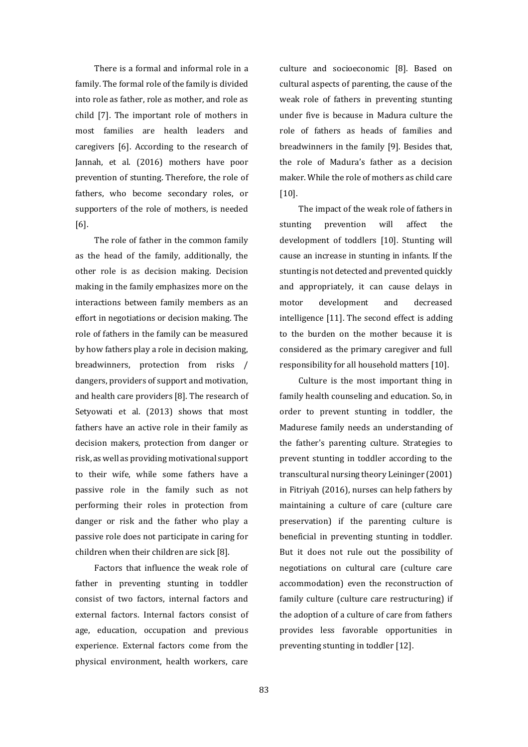There is a formal and informal role in a family. The formal role of the family is divided into role as father, role as mother, and role as child [7]. The important role of mothers in most families are health leaders and caregivers [6]. According to the research of Jannah, et al. (2016) mothers have poor prevention of stunting. Therefore, the role of fathers, who become secondary roles, or supporters of the role of mothers, is needed [6].

The role of father in the common family as the head of the family, additionally, the other role is as decision making. Decision making in the family emphasizes more on the interactions between family members as an effort in negotiations or decision making. The role of fathers in the family can be measured by how fathers play a role in decision making, breadwinners, protection from risks / dangers, providers of support and motivation, and health care providers [8]. The research of Setyowati et al. (2013) shows that most fathers have an active role in their family as decision makers, protection from danger or risk, as well as providing motivational support to their wife, while some fathers have a passive role in the family such as not performing their roles in protection from danger or risk and the father who play a passive role does not participate in caring for children when their children are sick [8].

Factors that influence the weak role of father in preventing stunting in toddler consist of two factors, internal factors and external factors. Internal factors consist of age, education, occupation and previous experience. External factors come from the physical environment, health workers, care culture and socioeconomic [8]. Based on cultural aspects of parenting, the cause of the weak role of fathers in preventing stunting under five is because in Madura culture the role of fathers as heads of families and breadwinners in the family [9]. Besides that, the role of Madura's father as a decision maker. While the role of mothers as child care [10].

The impact of the weak role of fathers in stunting prevention will affect the development of toddlers [10]. Stunting will cause an increase in stunting in infants. If the stunting is not detected and prevented quickly and appropriately, it can cause delays in motor development and decreased intelligence [11]. The second effect is adding to the burden on the mother because it is considered as the primary caregiver and full responsibility for all household matters [10].

Culture is the most important thing in family health counseling and education. So, in order to prevent stunting in toddler, the Madurese family needs an understanding of the father's parenting culture. Strategies to prevent stunting in toddler according to the transcultural nursing theory Leininger (2001) in Fitriyah (2016), nurses can help fathers by maintaining a culture of care (culture care preservation) if the parenting culture is beneficial in preventing stunting in toddler. But it does not rule out the possibility of negotiations on cultural care (culture care accommodation) even the reconstruction of family culture (culture care restructuring) if the adoption of a culture of care from fathers provides less favorable opportunities in preventing stunting in toddler [12].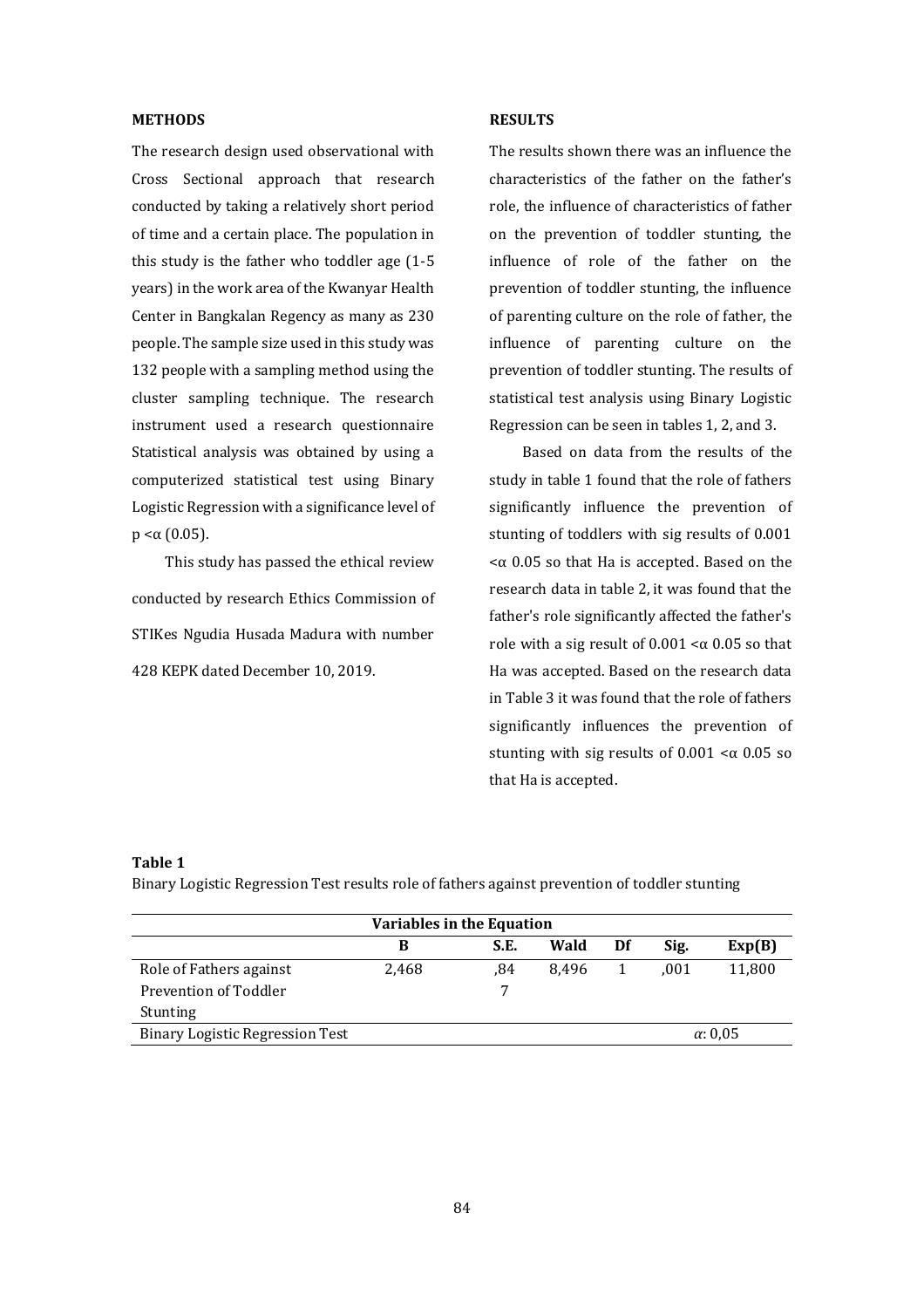## METHODS

The research design used observational with Cross Sectional approach that research conducted by taking a relatively short period of time and a certain place. The population in this study is the father who toddler age (1-5 years) in the work area of the Kwanyar Health Center in Bangkalan Regency as many as 230 people. The sample size used in this study was 132 people with a sampling method using the cluster sampling technique. The research instrument used a research questionnaire Statistical analysis was obtained by using a computerized statistical test using Binary Logistic Regression with a significance level of $p < \alpha$ (0.05).

This study has passed the ethical review conducted by research Ethics Commission of STIKes Ngudia Husada Madura with number 428 KEPK dated December 10, 2019.

## RESULTS

The results shown there was an influence the characteristics of the father on the father's role, the influence of characteristics of father on the prevention of toddler stunting, the influence of role of the father on the prevention of toddler stunting, the influence of parenting culture on the role of father, the influence of parenting culture on the prevention of toddler stunting. The results of statistical test analysis using Binary Logistic Regression can be seen in tables 1, 2, and 3.

Based on data from the results of the study in table 1 found that the role of fathers significantly influence the prevention of stunting of toddlers with sig results of 0.001 $< \alpha$ 0.05 so that Ha is accepted. Based on the research data in table 2, it was found that the father's role significantly affected the father's role with a sig result of 0.001 $< \alpha$ 0.05 so that Ha was accepted. Based on the research data in Table 3 it was found that the role of fathers significantly influences the prevention of stunting with sig results of 0.001 $< \alpha$ 0.05 so that Ha is accepted.

**Table 1**

Binary Logistic Regression Test results role of fathers against prevention of toddler stunting

| Variables in the Equation | | | | | | |
|---|---|---|---|---|---|---|
| | **B** | **S.E.** | **Wald** | **Df** | **Sig.** | **Exp(B)** |
| Role of Fathers against Prevention of Toddler Stunting | 2,468 | ,847 | 8,496 | 1 | ,001 | 11,800 |
| Binary Logistic Regression Test | | | | | | $\alpha$: 0,05 |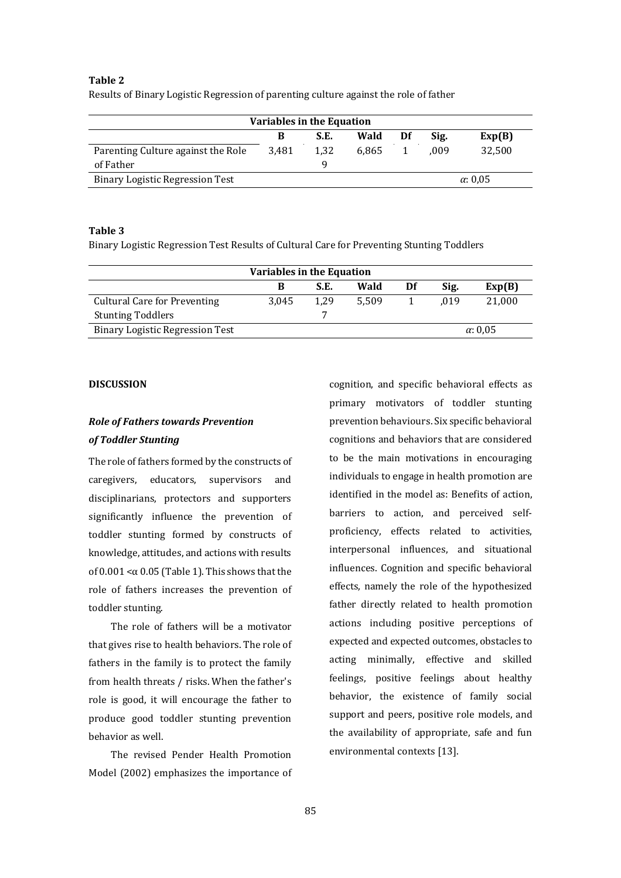**Table 2**

Results of Binary Logistic Regression of parenting culture against the role of father

| Variables in the Equation | | | | | | |
|---|---|---|---|---|---|---|
| | B | S.E. | Wald | Df | Sig. | Exp(B) |
| Parenting Culture against the Role of Father | 3,481 | 1,329 | 6,865 | 1 | ,009 | 32,500 |
| Binary Logistic Regression Test | | | | | | $\alpha$: 0,05 |

**Table 3**

Binary Logistic Regression Test Results of Cultural Care for Preventing Stunting Toddlers

| Variables in the Equation | | | | | | |
|---|---|---|---|---|---|---|
| | B | S.E. | Wald | Df | Sig. | Exp(B) |
| Cultural Care for Preventing Stunting Toddlers | 3,045 | 1,297 | 5,509 | 1 | ,019 | 21,000 |
| Binary Logistic Regression Test | | | | | | $\alpha$: 0,05 |

## DISCUSSION

### *Role of Fathers towards Prevention of Toddler Stunting*

The role of fathers formed by the constructs of caregivers, educators, supervisors and disciplinarians, protectors and supporters significantly influence the prevention of toddler stunting formed by constructs of knowledge, attitudes, and actions with results of 0.001 <α 0.05 (Table 1). This shows that the role of fathers increases the prevention of toddler stunting.

The role of fathers will be a motivator that gives rise to health behaviors. The role of fathers in the family is to protect the family from health threats / risks. When the father's role is good, it will encourage the father to produce good toddler stunting prevention behavior as well.

The revised Pender Health Promotion Model (2002) emphasizes the importance of cognition, and specific behavioral effects as primary motivators of toddler stunting prevention behaviours. Six specific behavioral cognitions and behaviors that are considered to be the main motivations in encouraging individuals to engage in health promotion are identified in the model as: Benefits of action, barriers to action, and perceived self-proficiency, effects related to activities, interpersonal influences, and situational influences. Cognition and specific behavioral effects, namely the role of the hypothesized father directly related to health promotion actions including positive perceptions of expected and expected outcomes, obstacles to acting minimally, effective and skilled feelings, positive feelings about healthy behavior, the existence of family social support and peers, positive role models, and the availability of appropriate, safe and fun environmental contexts [13].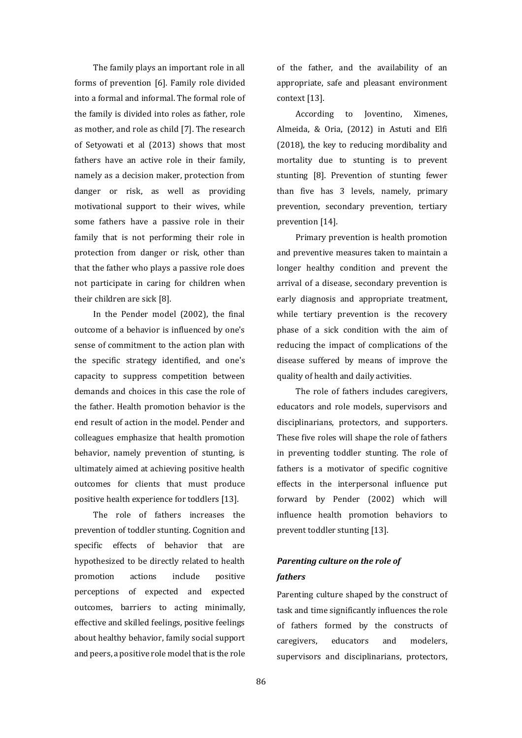The family plays an important role in all forms of prevention [6]. Family role divided into a formal and informal. The formal role of the family is divided into roles as father, role as mother, and role as child [7]. The research of Setyowati et al (2013) shows that most fathers have an active role in their family, namely as a decision maker, protection from danger or risk, as well as providing motivational support to their wives, while some fathers have a passive role in their family that is not performing their role in protection from danger or risk, other than that the father who plays a passive role does not participate in caring for children when their children are sick [8].

In the Pender model (2002), the final outcome of a behavior is influenced by one's sense of commitment to the action plan with the specific strategy identified, and one's capacity to suppress competition between demands and choices in this case the role of the father. Health promotion behavior is the end result of action in the model. Pender and colleagues emphasize that health promotion behavior, namely prevention of stunting, is ultimately aimed at achieving positive health outcomes for clients that must produce positive health experience for toddlers [13].

The role of fathers increases the prevention of toddler stunting. Cognition and specific effects of behavior that are hypothesized to be directly related to health promotion actions include positive perceptions of expected and expected outcomes, barriers to acting minimally, effective and skilled feelings, positive feelings about healthy behavior, family social support and peers, a positive role model that is the role of the father, and the availability of an appropriate, safe and pleasant environment context [13].

According to Joventino, Ximenes, Almeida, & Oria, (2012) in Astuti and Elfi (2018), the key to reducing mordibality and mortality due to stunting is to prevent stunting [8]. Prevention of stunting fewer than five has 3 levels, namely, primary prevention, secondary prevention, tertiary prevention [14].

Primary prevention is health promotion and preventive measures taken to maintain a longer healthy condition and prevent the arrival of a disease, secondary prevention is early diagnosis and appropriate treatment, while tertiary prevention is the recovery phase of a sick condition with the aim of reducing the impact of complications of the disease suffered by means of improve the quality of health and daily activities.

The role of fathers includes caregivers, educators and role models, supervisors and disciplinarians, protectors, and supporters. These five roles will shape the role of fathers in preventing toddler stunting. The role of fathers is a motivator of specific cognitive effects in the interpersonal influence put forward by Pender (2002) which will influence health promotion behaviors to prevent toddler stunting [13].

### *Parenting culture on the role of fathers*

Parenting culture shaped by the construct of task and time significantly influences the role of fathers formed by the constructs of caregivers, educators and modelers, supervisors and disciplinarians, protectors,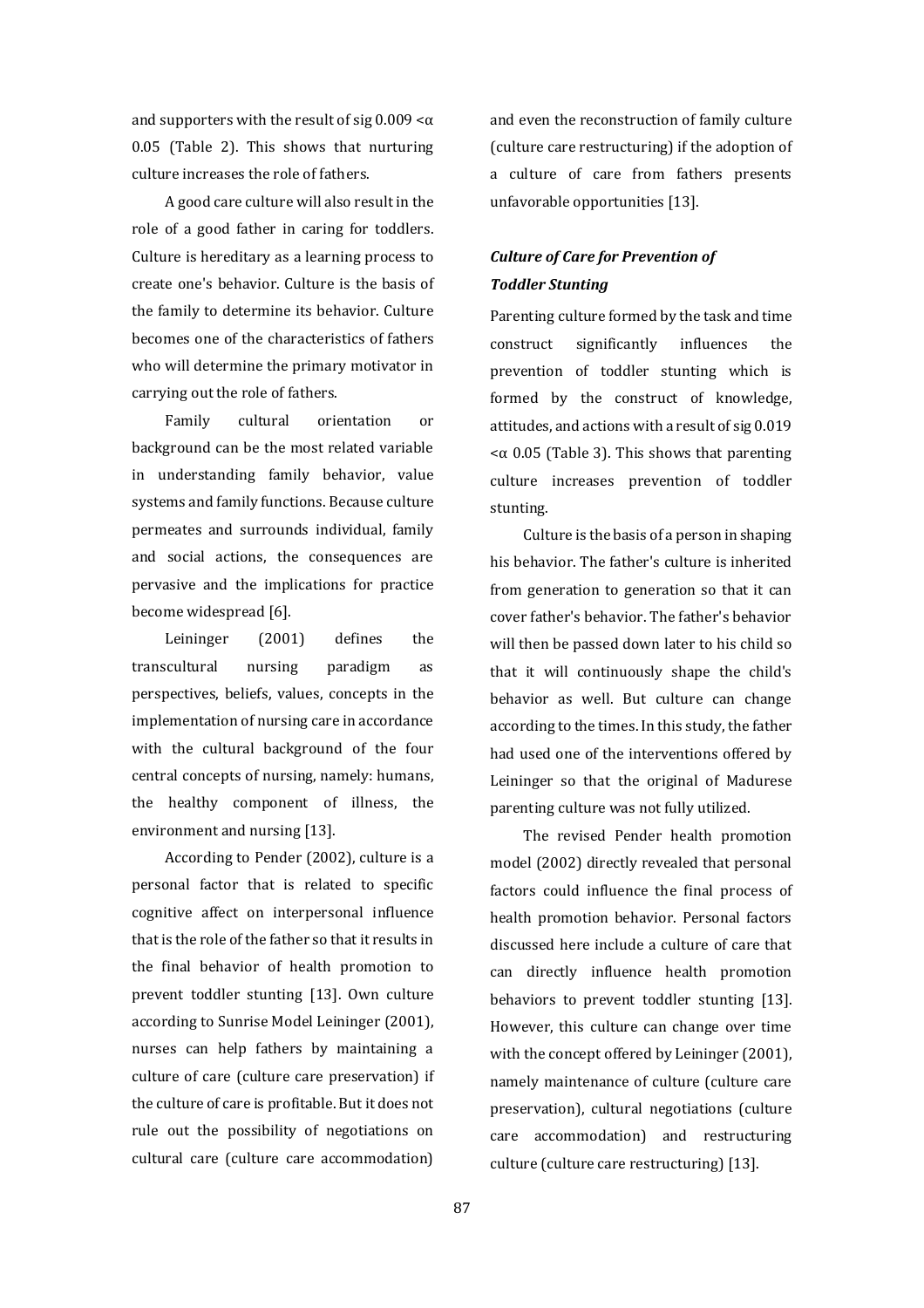and supporters with the result of sig 0.009 <α 0.05 (Table 2). This shows that nurturing culture increases the role of fathers.

A good care culture will also result in the role of a good father in caring for toddlers. Culture is hereditary as a learning process to create one's behavior. Culture is the basis of the family to determine its behavior. Culture becomes one of the characteristics of fathers who will determine the primary motivator in carrying out the role of fathers.

Family cultural orientation or background can be the most related variable in understanding family behavior, value systems and family functions. Because culture permeates and surrounds individual, family and social actions, the consequences are pervasive and the implications for practice become widespread [6].

Leininger (2001) defines the transcultural nursing paradigm as perspectives, beliefs, values, concepts in the implementation of nursing care in accordance with the cultural background of the four central concepts of nursing, namely: humans, the healthy component of illness, the environment and nursing [13].

According to Pender (2002), culture is a personal factor that is related to specific cognitive affect on interpersonal influence that is the role of the father so that it results in the final behavior of health promotion to prevent toddler stunting [13]. Own culture according to Sunrise Model Leininger (2001), nurses can help fathers by maintaining a culture of care (culture care preservation) if the culture of care is profitable. But it does not rule out the possibility of negotiations on cultural care (culture care accommodation) and even the reconstruction of family culture (culture care restructuring) if the adoption of a culture of care from fathers presents unfavorable opportunities [13].

### *Culture of Care for Prevention of Toddler Stunting*

Parenting culture formed by the task and time construct significantly influences the prevention of toddler stunting which is formed by the construct of knowledge, attitudes, and actions with a result of sig 0.019 <α 0.05 (Table 3). This shows that parenting culture increases prevention of toddler stunting.

Culture is the basis of a person in shaping his behavior. The father's culture is inherited from generation to generation so that it can cover father's behavior. The father's behavior will then be passed down later to his child so that it will continuously shape the child's behavior as well. But culture can change according to the times. In this study, the father had used one of the interventions offered by Leininger so that the original of Madurese parenting culture was not fully utilized.

The revised Pender health promotion model (2002) directly revealed that personal factors could influence the final process of health promotion behavior. Personal factors discussed here include a culture of care that can directly influence health promotion behaviors to prevent toddler stunting [13]. However, this culture can change over time with the concept offered by Leininger (2001), namely maintenance of culture (culture care preservation), cultural negotiations (culture care accommodation) and restructuring culture (culture care restructuring) [13].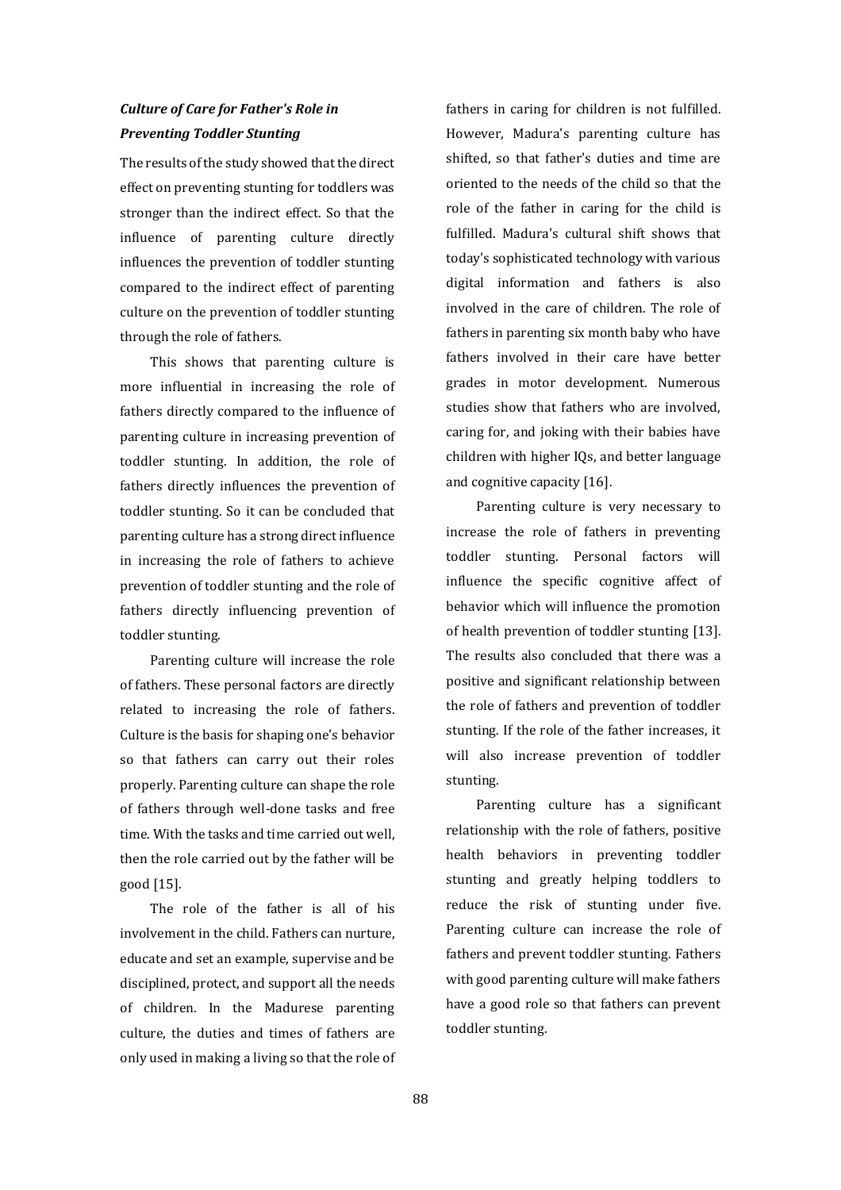### *Culture of Care for Father's Role in Preventing Toddler Stunting*

The results of the study showed that the direct effect on preventing stunting for toddlers was stronger than the indirect effect. So that the influence of parenting culture directly influences the prevention of toddler stunting compared to the indirect effect of parenting culture on the prevention of toddler stunting through the role of fathers.

This shows that parenting culture is more influential in increasing the role of fathers directly compared to the influence of parenting culture in increasing prevention of toddler stunting. In addition, the role of fathers directly influences the prevention of toddler stunting. So it can be concluded that parenting culture has a strong direct influence in increasing the role of fathers to achieve prevention of toddler stunting and the role of fathers directly influencing prevention of toddler stunting.

Parenting culture will increase the role of fathers. These personal factors are directly related to increasing the role of fathers. Culture is the basis for shaping one's behavior so that fathers can carry out their roles properly. Parenting culture can shape the role of fathers through well-done tasks and free time. With the tasks and time carried out well, then the role carried out by the father will be good [15].

The role of the father is all of his involvement in the child. Fathers can nurture, educate and set an example, supervise and be disciplined, protect, and support all the needs of children. In the Madurese parenting culture, the duties and times of fathers are only used in making a living so that the role of fathers in caring for children is not fulfilled. However, Madura's parenting culture has shifted, so that father's duties and time are oriented to the needs of the child so that the role of the father in caring for the child is fulfilled. Madura's cultural shift shows that today's sophisticated technology with various digital information and fathers is also involved in the care of children. The role of fathers in parenting six month baby who have fathers involved in their care have better grades in motor development. Numerous studies show that fathers who are involved, caring for, and joking with their babies have children with higher IQs, and better language and cognitive capacity [16].

Parenting culture is very necessary to increase the role of fathers in preventing toddler stunting. Personal factors will influence the specific cognitive affect of behavior which will influence the promotion of health prevention of toddler stunting [13]. The results also concluded that there was a positive and significant relationship between the role of fathers and prevention of toddler stunting. If the role of the father increases, it will also increase prevention of toddler stunting.

Parenting culture has a significant relationship with the role of fathers, positive health behaviors in preventing toddler stunting and greatly helping toddlers to reduce the risk of stunting under five. Parenting culture can increase the role of fathers and prevent toddler stunting. Fathers with good parenting culture will make fathers have a good role so that fathers can prevent toddler stunting.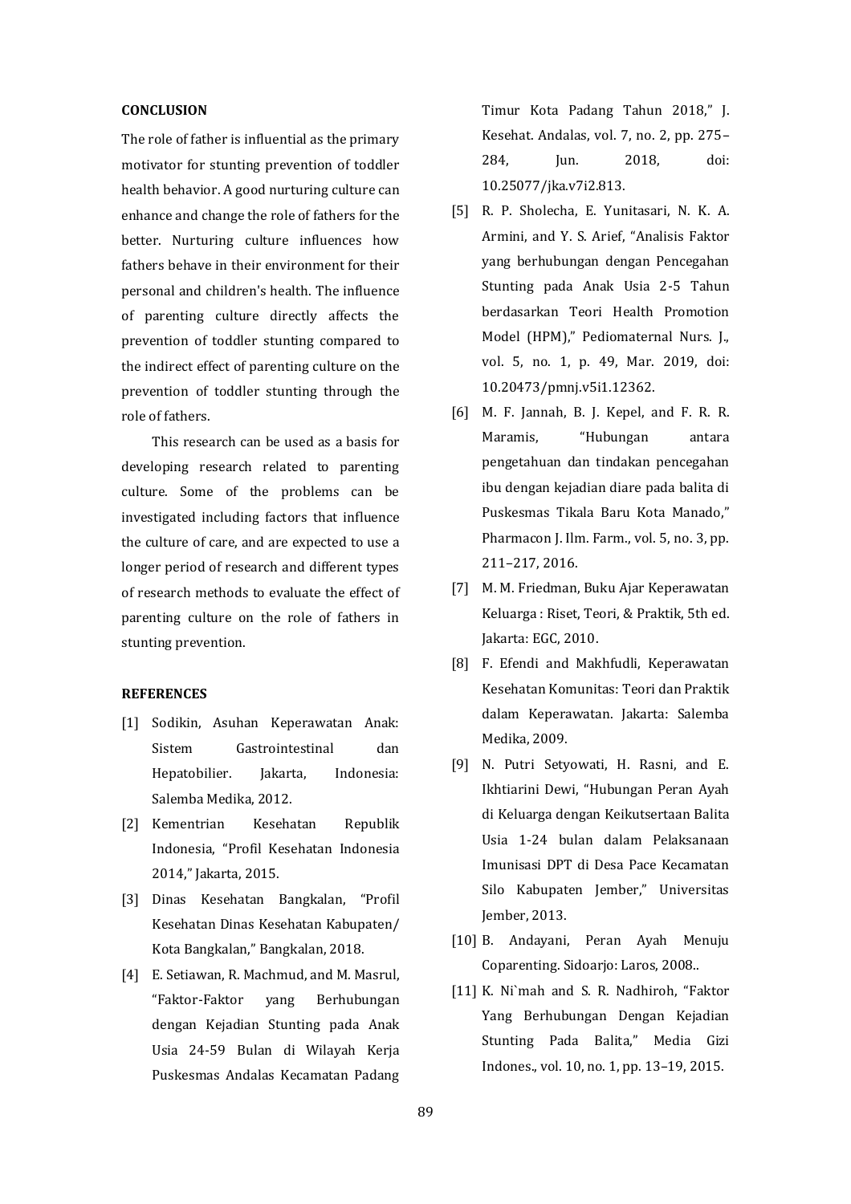## CONCLUSION

The role of father is influential as the primary motivator for stunting prevention of toddler health behavior. A good nurturing culture can enhance and change the role of fathers for the better. Nurturing culture influences how fathers behave in their environment for their personal and children's health. The influence of parenting culture directly affects the prevention of toddler stunting compared to the indirect effect of parenting culture on the prevention of toddler stunting through the role of fathers.

This research can be used as a basis for developing research related to parenting culture. Some of the problems can be investigated including factors that influence the culture of care, and are expected to use a longer period of research and different types of research methods to evaluate the effect of parenting culture on the role of fathers in stunting prevention.

## REFERENCES

[1] Sodikin, Asuhan Keperawatan Anak: Sistem Gastrointestinal dan Hepatobilier. Jakarta, Indonesia: Salemba Medika, 2012.

[2] Kementrian Kesehatan Republik Indonesia, "Profil Kesehatan Indonesia 2014," Jakarta, 2015.

[3] Dinas Kesehatan Bangkalan, "Profil Kesehatan Dinas Kesehatan Kabupaten/ Kota Bangkalan," Bangkalan, 2018.

[4] E. Setiawan, R. Machmud, and M. Masrul, "Faktor-Faktor yang Berhubungan dengan Kejadian Stunting pada Anak Usia 24-59 Bulan di Wilayah Kerja Puskesmas Andalas Kecamatan Padang Timur Kota Padang Tahun 2018," J. Kesehat. Andalas, vol. 7, no. 2, pp. 275–284, Jun. 2018, doi: 10.25077/jka.v7i2.813.

[5] R. P. Sholecha, E. Yunitasari, N. K. A. Armini, and Y. S. Arief, "Analisis Faktor yang berhubungan dengan Pencegahan Stunting pada Anak Usia 2-5 Tahun berdasarkan Teori Health Promotion Model (HPM)," Pediomaternal Nurs. J., vol. 5, no. 1, p. 49, Mar. 2019, doi: 10.20473/pmnj.v5i1.12362.

[6] M. F. Jannah, B. J. Kepel, and F. R. R. Maramis, "Hubungan antara pengetahuan dan tindakan pencegahan ibu dengan kejadian diare pada balita di Puskesmas Tikala Baru Kota Manado," Pharmacon J. Ilm. Farm., vol. 5, no. 3, pp. 211–217, 2016.

[7] M. M. Friedman, Buku Ajar Keperawatan Keluarga : Riset, Teori, & Praktik, 5th ed. Jakarta: EGC, 2010.

[8] F. Efendi and Makhfudli, Keperawatan Kesehatan Komunitas: Teori dan Praktik dalam Keperawatan. Jakarta: Salemba Medika, 2009.

[9] N. Putri Setyowati, H. Rasni, and E. Ikhtiarini Dewi, "Hubungan Peran Ayah di Keluarga dengan Keikutsertaan Balita Usia 1-24 bulan dalam Pelaksanaan Imunisasi DPT di Desa Pace Kecamatan Silo Kabupaten Jember," Universitas Jember, 2013.

[10] B. Andayani, Peran Ayah Menuju Coparenting. Sidoarjo: Laros, 2008..

[11] K. Ni`mah and S. R. Nadhiroh, "Faktor Yang Berhubungan Dengan Kejadian Stunting Pada Balita," Media Gizi Indones., vol. 10, no. 1, pp. 13–19, 2015.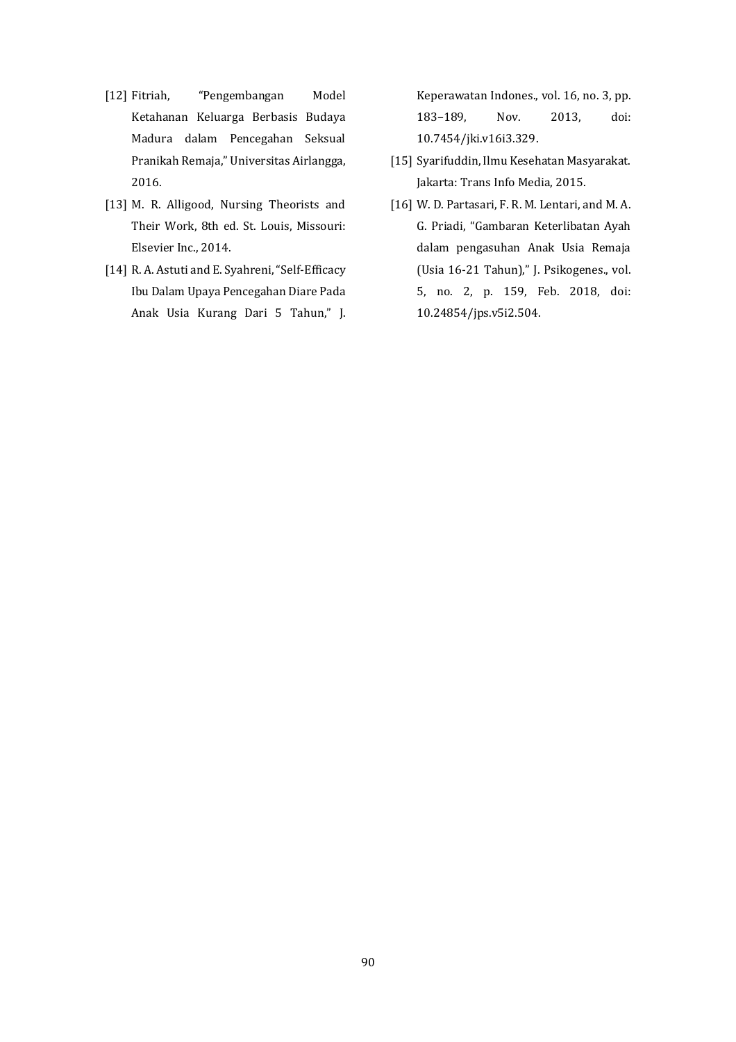[12] Fitriah, "Pengembangan Model Ketahanan Keluarga Berbasis Budaya Madura dalam Pencegahan Seksual Pranikah Remaja," Universitas Airlangga, 2016.

[13] M. R. Alligood, Nursing Theorists and Their Work, 8th ed. St. Louis, Missouri: Elsevier Inc., 2014.

[14] R. A. Astuti and E. Syahreni, "Self-Efficacy Ibu Dalam Upaya Pencegahan Diare Pada Anak Usia Kurang Dari 5 Tahun," J. Keperawatan Indones., vol. 16, no. 3, pp. 183–189, Nov. 2013, doi: 10.7454/jki.v16i3.329.

[15] Syarifuddin, Ilmu Kesehatan Masyarakat. Jakarta: Trans Info Media, 2015.

[16] W. D. Partasari, F. R. M. Lentari, and M. A. G. Priadi, "Gambaran Keterlibatan Ayah dalam pengasuhan Anak Usia Remaja (Usia 16-21 Tahun)," J. Psikogenes., vol. 5, no. 2, p. 159, Feb. 2018, doi: 10.24854/jps.v5i2.504.